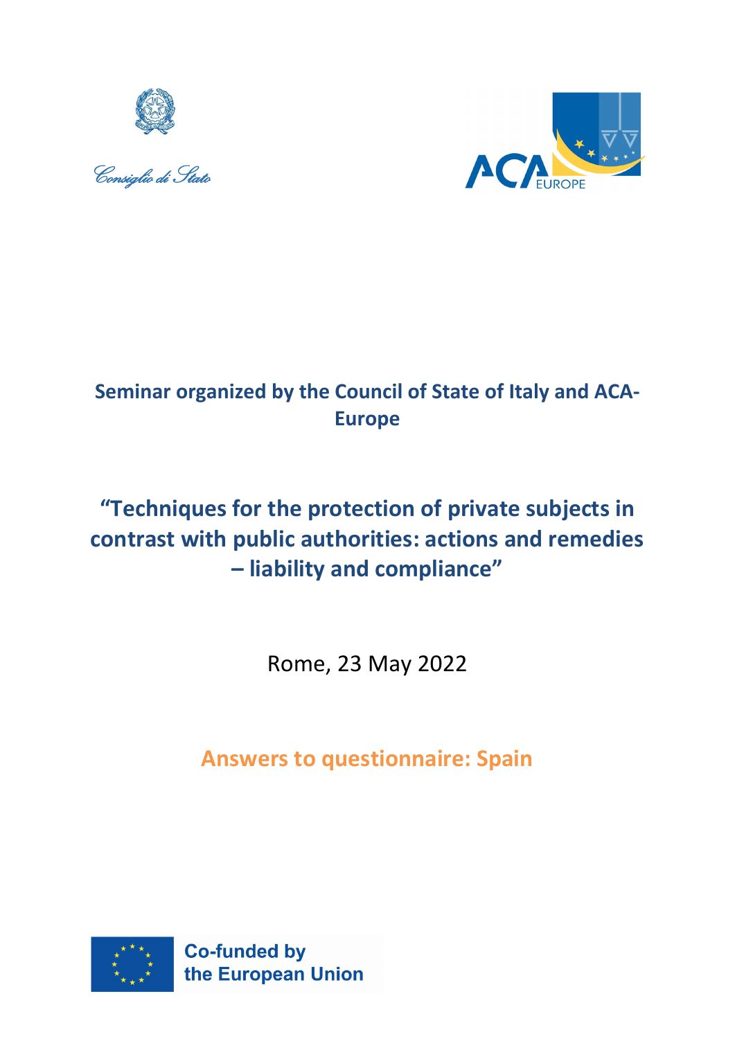Consiglio di Stato

ACA EUROPE

**Seminar organized by the Council of State of Italy and ACA-Europe**

# "Techniques for the protection of private subjects in contrast with public authorities: actions and remedies – liability and compliance"

Rome, 23 May 2022

## Answers to questionnaire: Spain

Co-funded by the European Union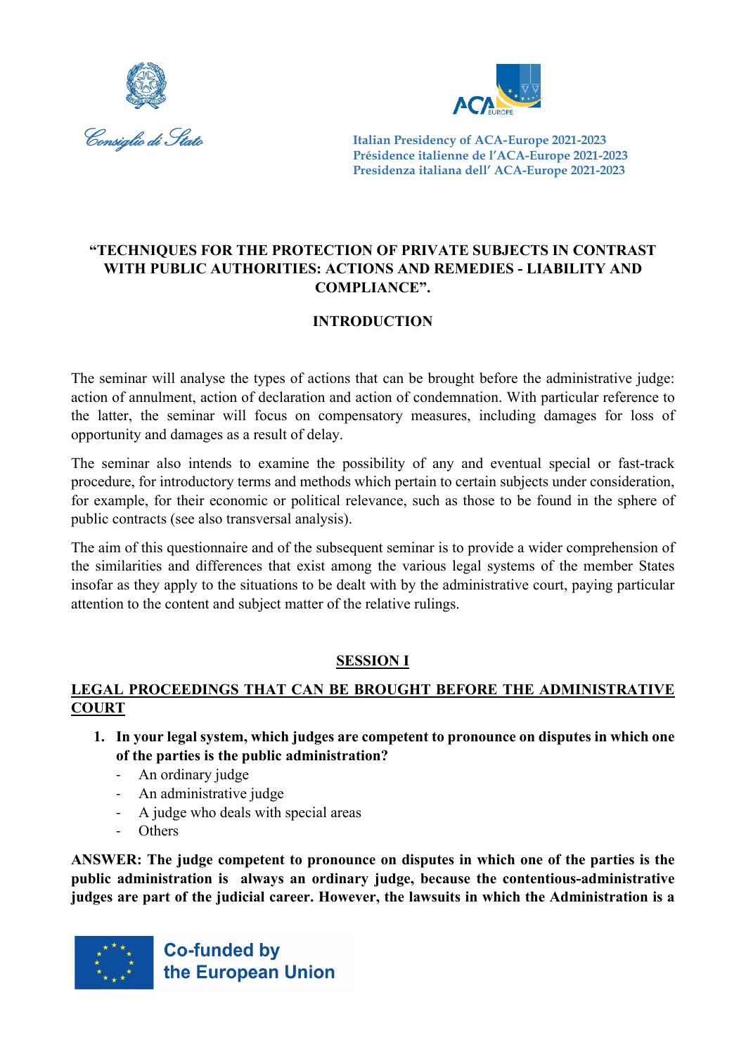Italian Presidency of ACA-Europe 2021-2023
Présidence italienne de l'ACA-Europe 2021-2023
Presidenza italiana dell' ACA-Europe 2021-2023

**"TECHNIQUES FOR THE PROTECTION OF PRIVATE SUBJECTS IN CONTRAST WITH PUBLIC AUTHORITIES: ACTIONS AND REMEDIES - LIABILITY AND COMPLIANCE".**

**INTRODUCTION**

The seminar will analyse the types of actions that can be brought before the administrative judge: action of annulment, action of declaration and action of condemnation. With particular reference to the latter, the seminar will focus on compensatory measures, including damages for loss of opportunity and damages as a result of delay.

The seminar also intends to examine the possibility of any and eventual special or fast-track procedure, for introductory terms and methods which pertain to certain subjects under consideration, for example, for their economic or political relevance, such as those to be found in the sphere of public contracts (see also transversal analysis).

The aim of this questionnaire and of the subsequent seminar is to provide a wider comprehension of the similarities and differences that exist among the various legal systems of the member States insofar as they apply to the situations to be dealt with by the administrative court, paying particular attention to the content and subject matter of the relative rulings.

## SESSION I

## LEGAL PROCEEDINGS THAT CAN BE BROUGHT BEFORE THE ADMINISTRATIVE COURT

1. **In your legal system, which judges are competent to pronounce on disputes in which one of the parties is the public administration?**
   - An ordinary judge
   - An administrative judge
   - A judge who deals with special areas
   - Others

**ANSWER: The judge competent to pronounce on disputes in which one of the parties is the public administration is always an ordinary judge, because the contentious-administrative judges are part of the judicial career. However, the lawsuits in which the Administration is a**

Co-funded by the European Union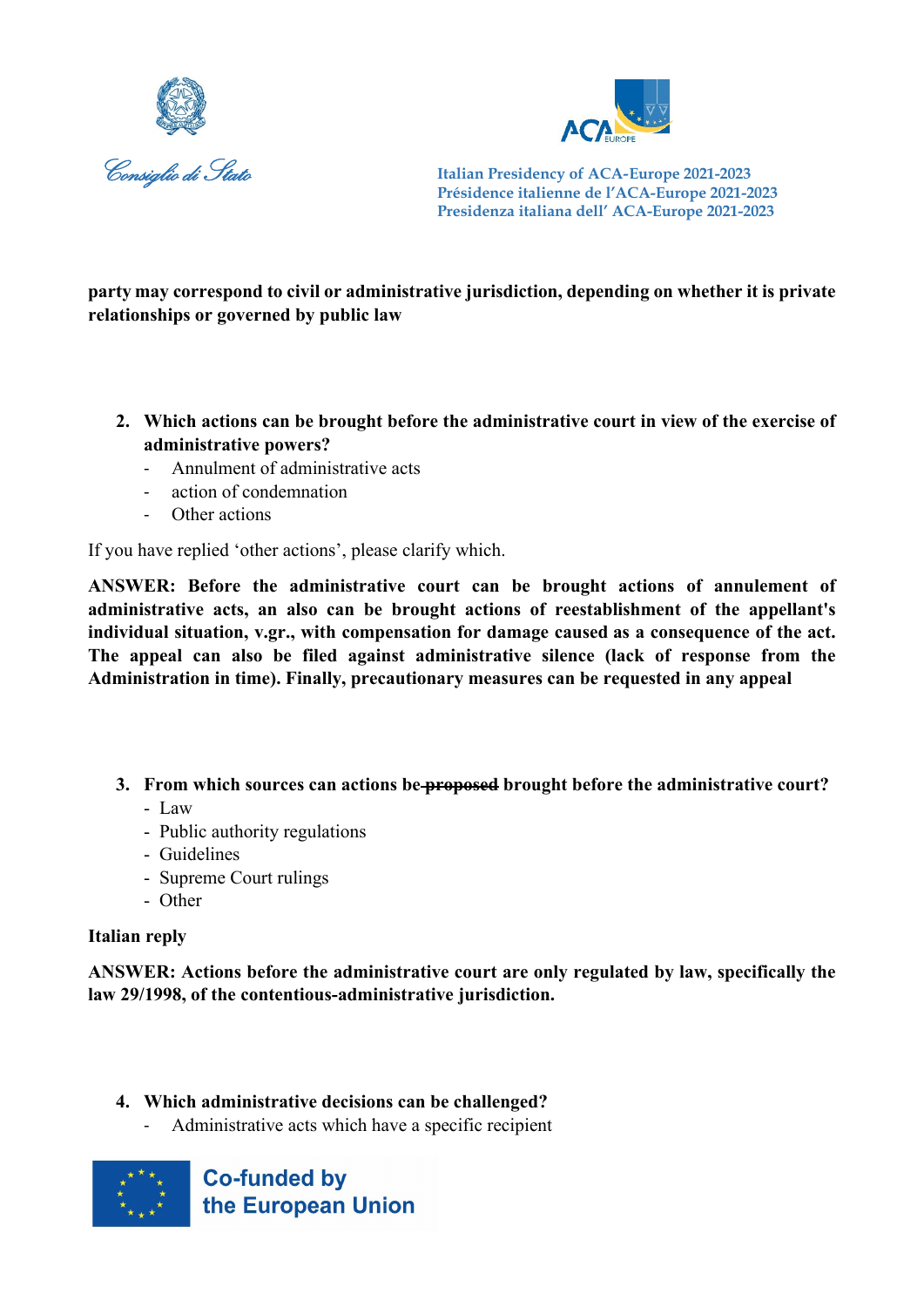**party may correspond to civil or administrative jurisdiction, depending on whether it is private relationships or governed by public law**

2. **Which actions can be brought before the administrative court in view of the exercise of administrative powers?**
   - Annulment of administrative acts
   - action of condemnation
   - Other actions

If you have replied 'other actions', please clarify which.

**ANSWER: Before the administrative court can be brought actions of annulement of administrative acts, an also can be brought actions of reestablishment of the appellant's individual situation, v.gr., with compensation for damage caused as a consequence of the act. The appeal can also be filed against administrative silence (lack of response from the Administration in time). Finally, precautionary measures can be requested in any appeal**

3. **From which sources can actions be ~~proposed~~ brought before the administrative court?**
   - Law
   - Public authority regulations
   - Guidelines
   - Supreme Court rulings
   - Other

**Italian reply**

**ANSWER: Actions before the administrative court are only regulated by law, specifically the law 29/1998, of the contentious-administrative jurisdiction.**

4. **Which administrative decisions can be challenged?**
   - Administrative acts which have a specific recipient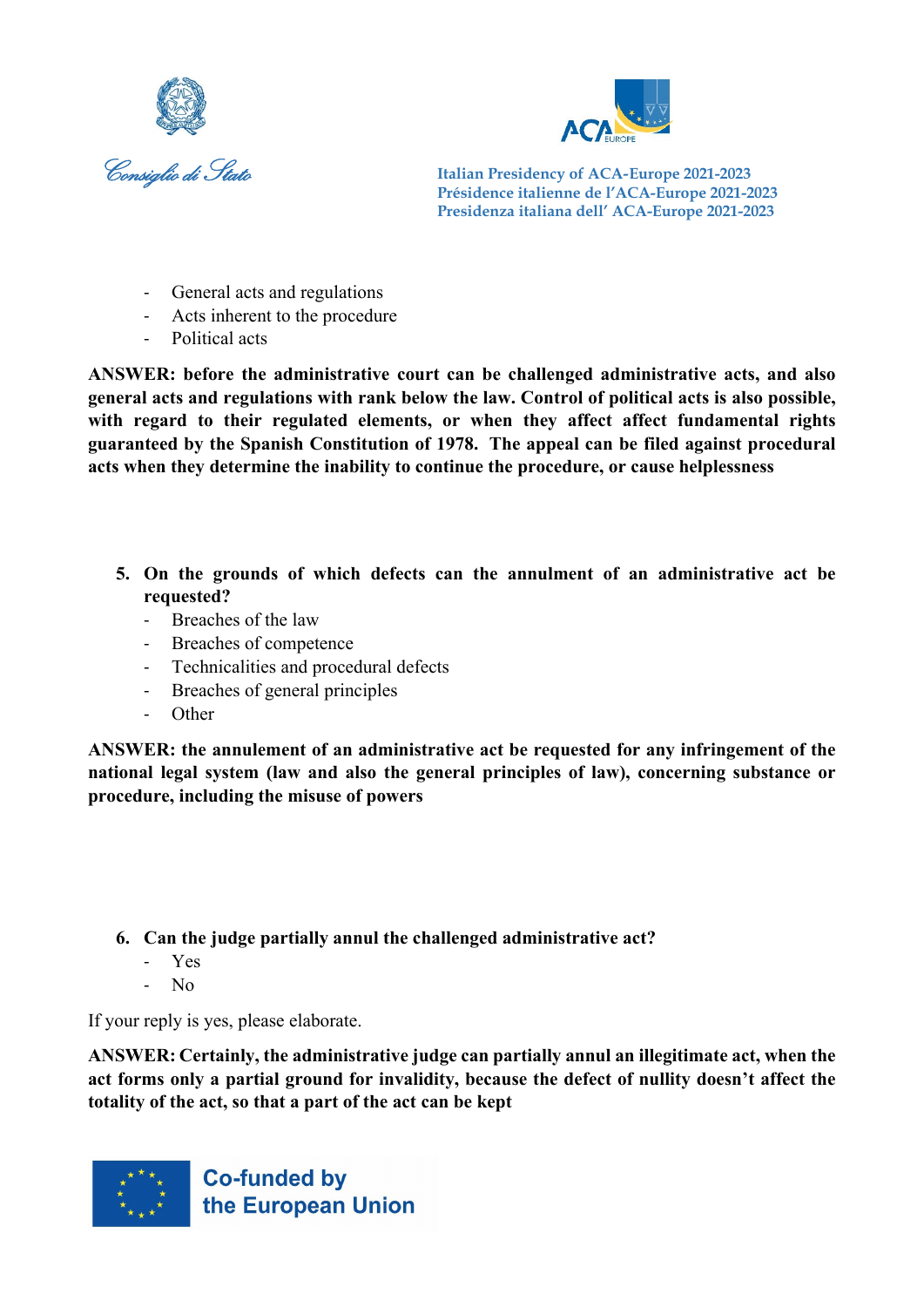- General acts and regulations
- Acts inherent to the procedure
- Political acts

**ANSWER: before the administrative court can be challenged administrative acts, and also general acts and regulations with rank below the law. Control of political acts is also possible, with regard to their regulated elements, or when they affect affect fundamental rights guaranteed by the Spanish Constitution of 1978. The appeal can be filed against procedural acts when they determine the inability to continue the procedure, or cause helplessness**

5. **On the grounds of which defects can the annulment of an administrative act be requested?**
   - Breaches of the law
   - Breaches of competence
   - Technicalities and procedural defects
   - Breaches of general principles
   - Other

**ANSWER: the annulement of an administrative act be requested for any infringement of the national legal system (law and also the general principles of law), concerning substance or procedure, including the misuse of powers**

6. **Can the judge partially annul the challenged administrative act?**
   - Yes
   - No

If your reply is yes, please elaborate.

**ANSWER: Certainly, the administrative judge can partially annul an illegitimate act, when the act forms only a partial ground for invalidity, because the defect of nullity doesn't affect the totality of the act, so that a part of the act can be kept**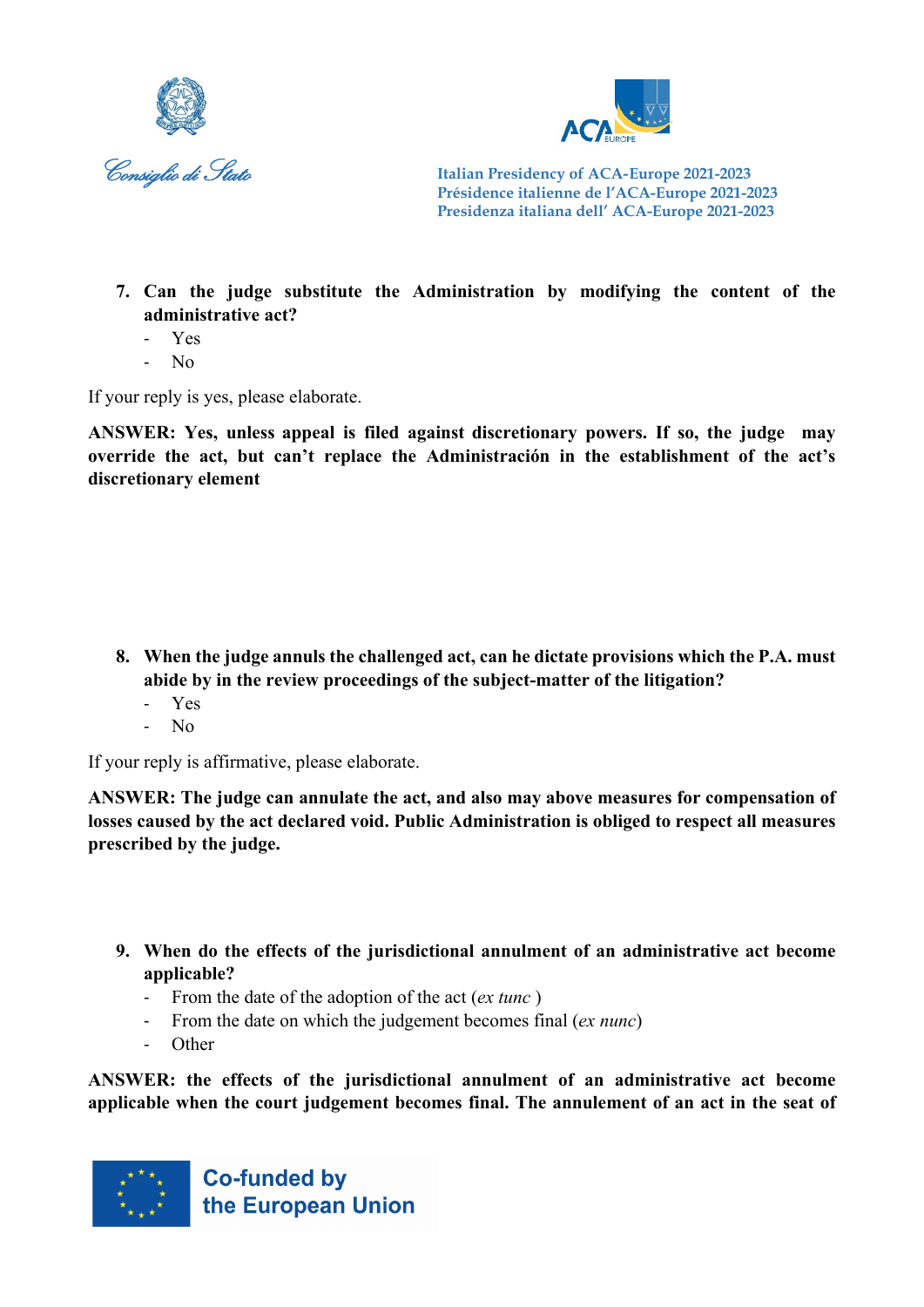7. **Can the judge substitute the Administration by modifying the content of the administrative act?**
   - Yes
   - No

If your reply is yes, please elaborate.

**ANSWER: Yes, unless appeal is filed against discretionary powers. If so, the judge may override the act, but can't replace the Administración in the establishment of the act's discretionary element**

8. **When the judge annuls the challenged act, can he dictate provisions which the P.A. must abide by in the review proceedings of the subject-matter of the litigation?**
   - Yes
   - No

If your reply is affirmative, please elaborate.

**ANSWER: The judge can annulate the act, and also may above measures for compensation of losses caused by the act declared void. Public Administration is obliged to respect all measures prescribed by the judge.**

9. **When do the effects of the jurisdictional annulment of an administrative act become applicable?**
   - From the date of the adoption of the act (*ex tunc* )
   - From the date on which the judgement becomes final (*ex nunc*)
   - Other

**ANSWER: the effects of the jurisdictional annulment of an administrative act become applicable when the court judgement becomes final. The annulement of an act in the seat of**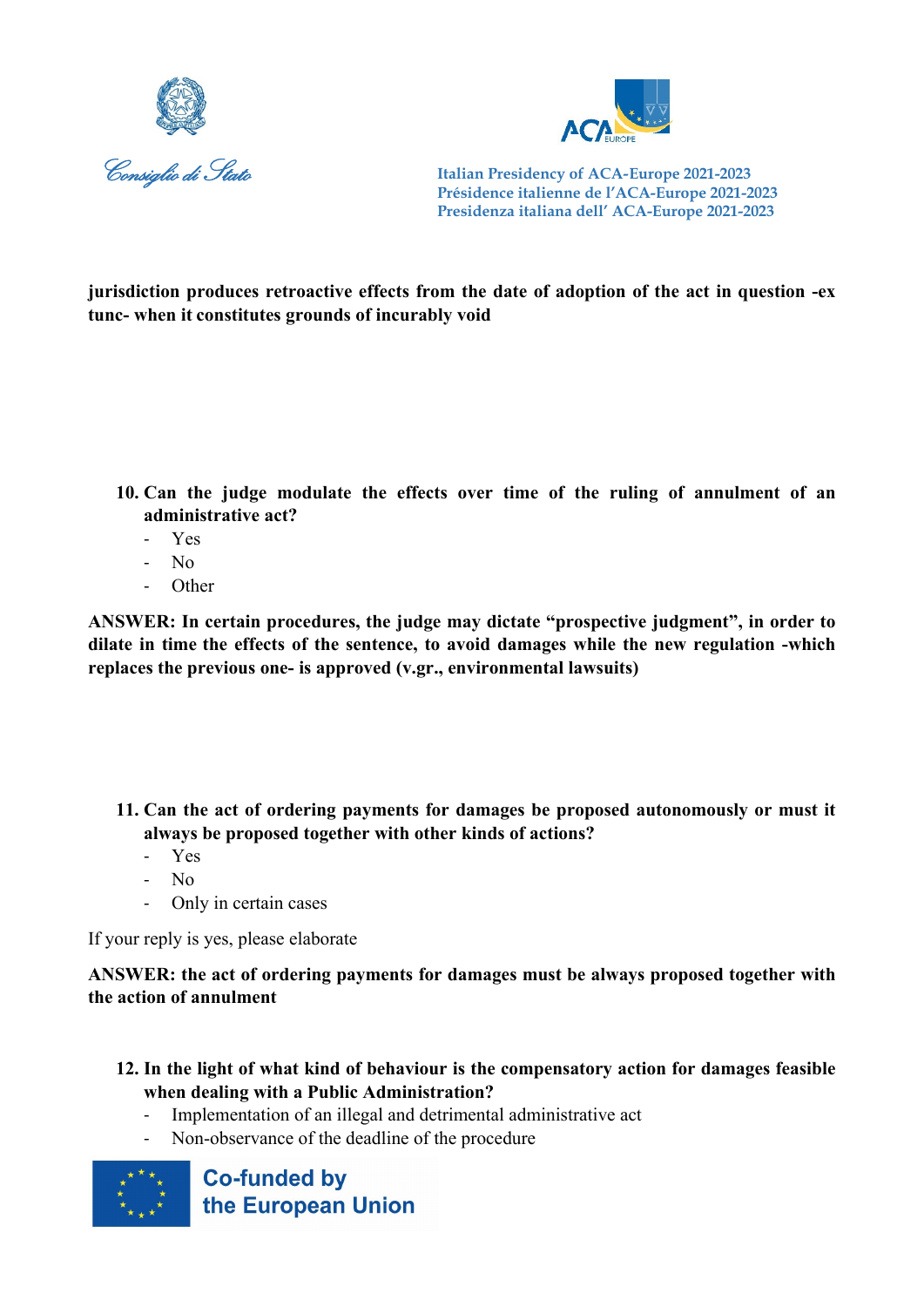**jurisdiction produces retroactive effects from the date of adoption of the act in question -ex tunc- when it constitutes grounds of incurably void**

10. **Can the judge modulate the effects over time of the ruling of annulment of an administrative act?**
    - Yes
    - No
    - Other

**ANSWER: In certain procedures, the judge may dictate "prospective judgment", in order to dilate in time the effects of the sentence, to avoid damages while the new regulation -which replaces the previous one- is approved (v.gr., environmental lawsuits)**

11. **Can the act of ordering payments for damages be proposed autonomously or must it always be proposed together with other kinds of actions?**
    - Yes
    - No
    - Only in certain cases

If your reply is yes, please elaborate

**ANSWER: the act of ordering payments for damages must be always proposed together with the action of annulment**

12. **In the light of what kind of behaviour is the compensatory action for damages feasible when dealing with a Public Administration?**
    - Implementation of an illegal and detrimental administrative act
    - Non-observance of the deadline of the procedure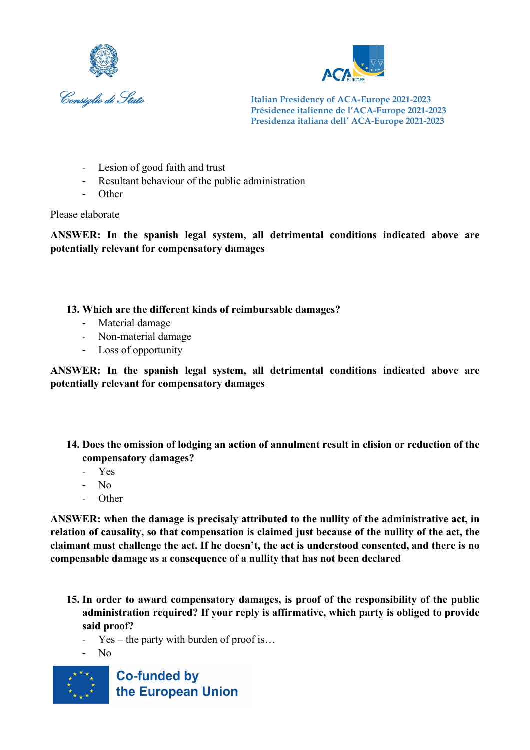- Lesion of good faith and trust
- Resultant behaviour of the public administration
- Other

Please elaborate

**ANSWER: In the spanish legal system, all detrimental conditions indicated above are potentially relevant for compensatory damages**

**13. Which are the different kinds of reimbursable damages?**

- Material damage
- Non-material damage
- Loss of opportunity

**ANSWER: In the spanish legal system, all detrimental conditions indicated above are potentially relevant for compensatory damages**

**14. Does the omission of lodging an action of annulment result in elision or reduction of the compensatory damages?**

- Yes
- No
- Other

**ANSWER: when the damage is precisaly attributed to the nullity of the administrative act, in relation of causality, so that compensation is claimed just because of the nullity of the act, the claimant must challenge the act. If he doesn't, the act is understood consented, and there is no compensable damage as a consequence of a nullity that has not been declared**

**15. In order to award compensatory damages, is proof of the responsibility of the public administration required? If your reply is affirmative, which party is obliged to provide said proof?**

- Yes – the party with burden of proof is…
- No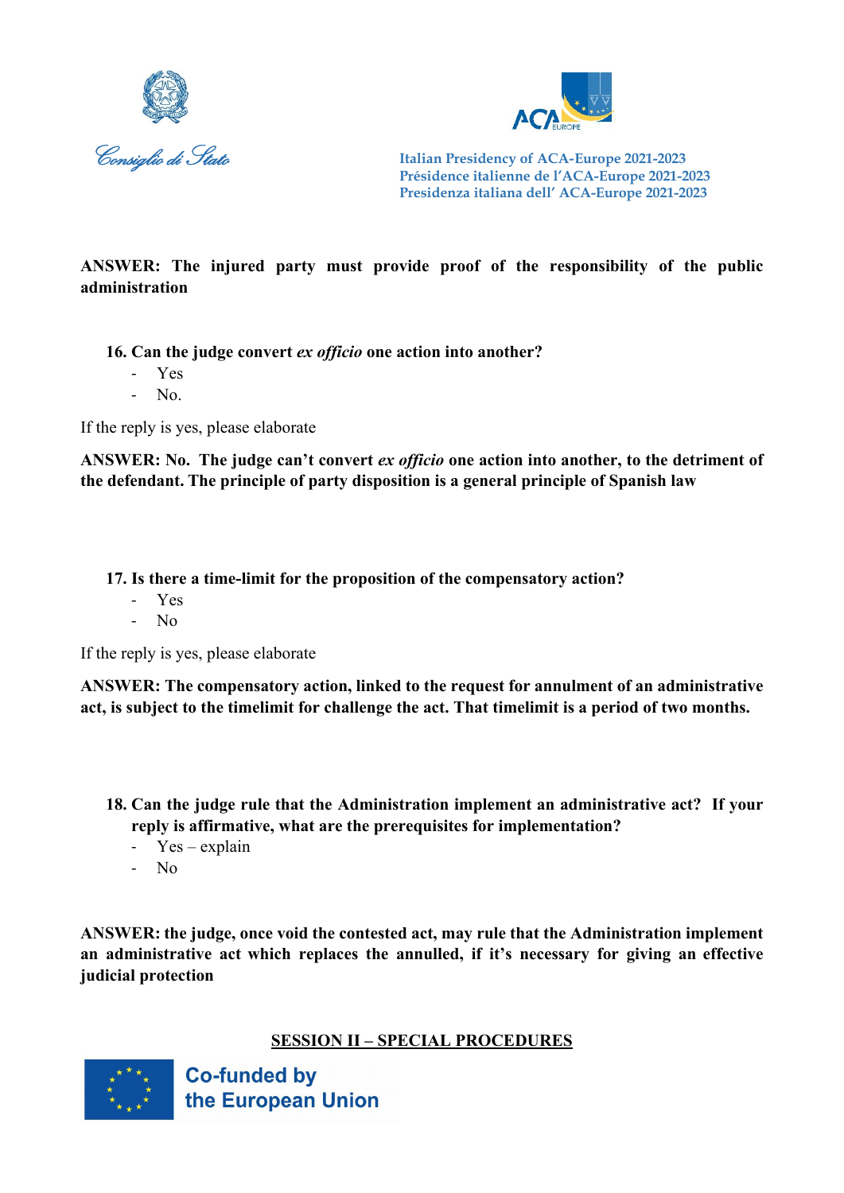**ANSWER: The injured party must provide proof of the responsibility of the public administration**

16. **Can the judge convert *ex officio* one action into another?**
    - Yes
    - No.

If the reply is yes, please elaborate

**ANSWER: No. The judge can't convert *ex officio* one action into another, to the detriment of the defendant. The principle of party disposition is a general principle of Spanish law**

17. **Is there a time-limit for the proposition of the compensatory action?**
    - Yes
    - No

If the reply is yes, please elaborate

**ANSWER: The compensatory action, linked to the request for annulment of an administrative act, is subject to the timelimit for challenge the act. That timelimit is a period of two months.**

18. **Can the judge rule that the Administration implement an administrative act? If your reply is affirmative, what are the prerequisites for implementation?**
    - Yes – explain
    - No

**ANSWER: the judge, once void the contested act, may rule that the Administration implement an administrative act which replaces the annulled, if it's necessary for giving an effective judicial protection**

## SESSION II – SPECIAL PROCEDURES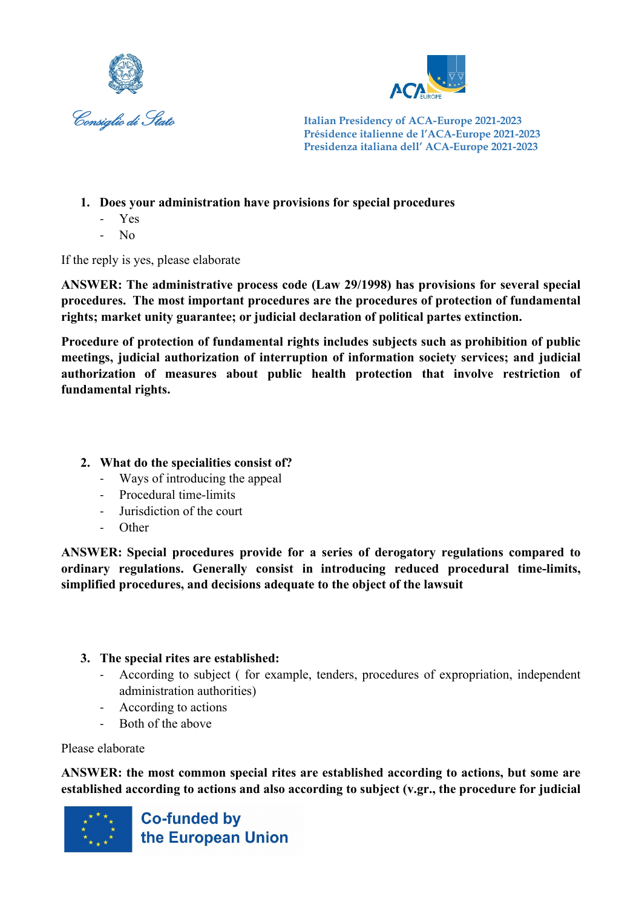1. **Does your administration have provisions for special procedures**
   - Yes
   - No

If the reply is yes, please elaborate

**ANSWER: The administrative process code (Law 29/1998) has provisions for several special procedures. The most important procedures are the procedures of protection of fundamental rights; market unity guarantee; or judicial declaration of political partes extinction.**

**Procedure of protection of fundamental rights includes subjects such as prohibition of public meetings, judicial authorization of interruption of information society services; and judicial authorization of measures about public health protection that involve restriction of fundamental rights.**

2. **What do the specialities consist of?**
   - Ways of introducing the appeal
   - Procedural time-limits
   - Jurisdiction of the court
   - Other

**ANSWER: Special procedures provide for a series of derogatory regulations compared to ordinary regulations. Generally consist in introducing reduced procedural time-limits, simplified procedures, and decisions adequate to the object of the lawsuit**

3. **The special rites are established:**
   - According to subject ( for example, tenders, procedures of expropriation, independent administration authorities)
   - According to actions
   - Both of the above

Please elaborate

**ANSWER: the most common special rites are established according to actions, but some are established according to actions and also according to subject (v.gr., the procedure for judicial**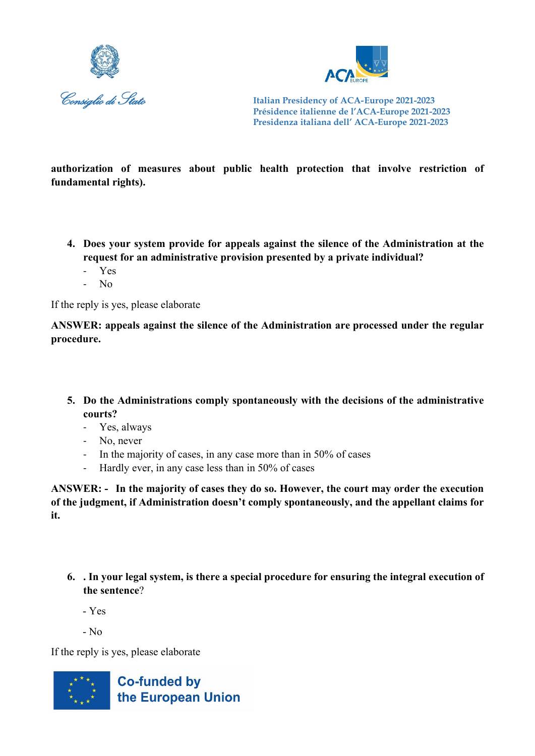**authorization of measures about public health protection that involve restriction of fundamental rights).**

4. **Does your system provide for appeals against the silence of the Administration at the request for an administrative provision presented by a private individual?**
   - Yes
   - No

If the reply is yes, please elaborate

**ANSWER: appeals against the silence of the Administration are processed under the regular procedure.**

5. **Do the Administrations comply spontaneously with the decisions of the administrative courts?**
   - Yes, always
   - No, never
   - In the majority of cases, in any case more than in 50% of cases
   - Hardly ever, in any case less than in 50% of cases

**ANSWER: - In the majority of cases they do so. However, the court may order the execution of the judgment, if Administration doesn't comply spontaneously, and the appellant claims for it.**

6. **. In your legal system, is there a special procedure for ensuring the integral execution of the sentence**?

   - Yes

   - No

If the reply is yes, please elaborate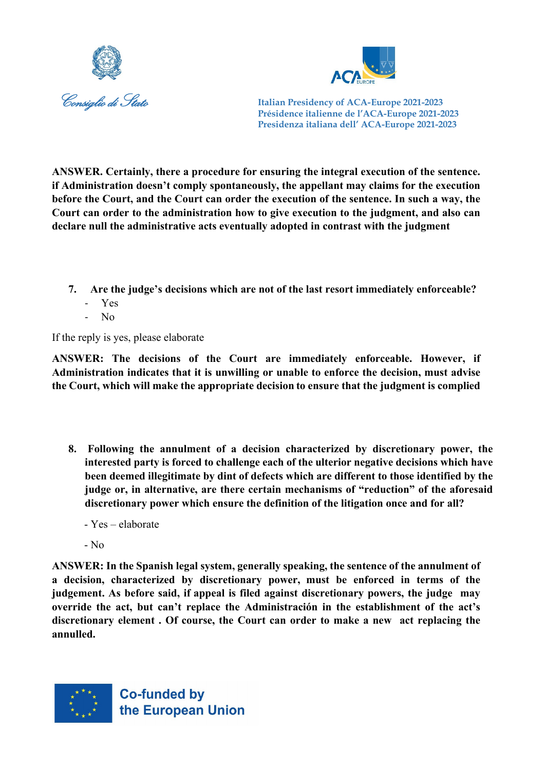**ANSWER. Certainly, there a procedure for ensuring the integral execution of the sentence. if Administration doesn't comply spontaneously, the appellant may claims for the execution before the Court, and the Court can order the execution of the sentence. In such a way, the Court can order to the administration how to give execution to the judgment, and also can declare null the administrative acts eventually adopted in contrast with the judgment**

7. **Are the judge's decisions which are not of the last resort immediately enforceable?**
   - Yes
   - No

If the reply is yes, please elaborate

**ANSWER: The decisions of the Court are immediately enforceable. However, if Administration indicates that it is unwilling or unable to enforce the decision, must advise the Court, which will make the appropriate decision to ensure that the judgment is complied**

8. **Following the annulment of a decision characterized by discretionary power, the interested party is forced to challenge each of the ulterior negative decisions which have been deemed illegitimate by dint of defects which are different to those identified by the judge or, in alternative, are there certain mechanisms of "reduction" of the aforesaid discretionary power which ensure the definition of the litigation once and for all?**

   - Yes – elaborate
   - No

**ANSWER: In the Spanish legal system, generally speaking, the sentence of the annulment of a decision, characterized by discretionary power, must be enforced in terms of the judgement. As before said, if appeal is filed against discretionary powers, the judge may override the act, but can't replace the Administración in the establishment of the act's discretionary element . Of course, the Court can order to make a new act replacing the annulled.**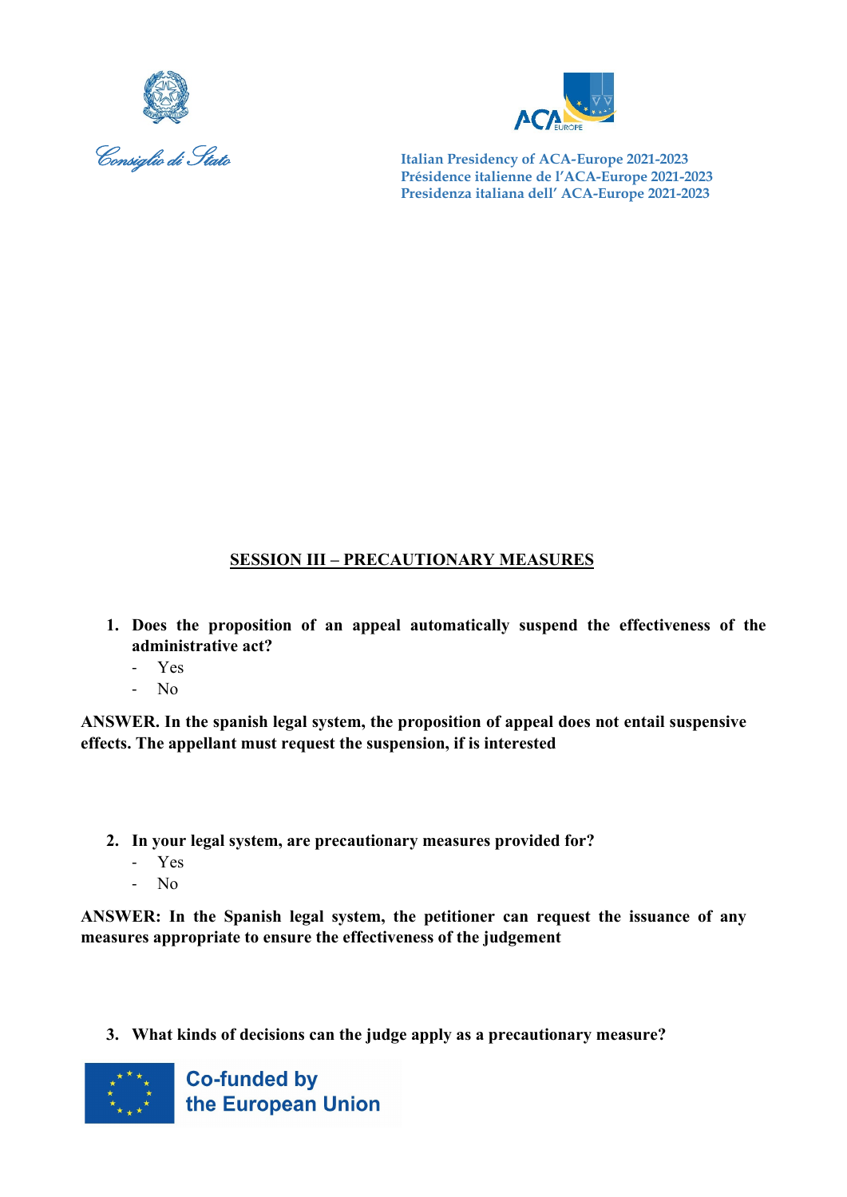Consiglio di Stato

Italian Presidency of ACA-Europe 2021-2023
Présidence italienne de l'ACA-Europe 2021-2023
Presidenza italiana dell' ACA-Europe 2021-2023

## SESSION III – PRECAUTIONARY MEASURES

1. **Does the proposition of an appeal automatically suspend the effectiveness of the administrative act?**
   - Yes
   - No

**ANSWER. In the spanish legal system, the proposition of appeal does not entail suspensive effects. The appellant must request the suspension, if is interested**

2. **In your legal system, are precautionary measures provided for?**
   - Yes
   - No

**ANSWER: In the Spanish legal system, the petitioner can request the issuance of any measures appropriate to ensure the effectiveness of the judgement**

3. **What kinds of decisions can the judge apply as a precautionary measure?**

Co-funded by the European Union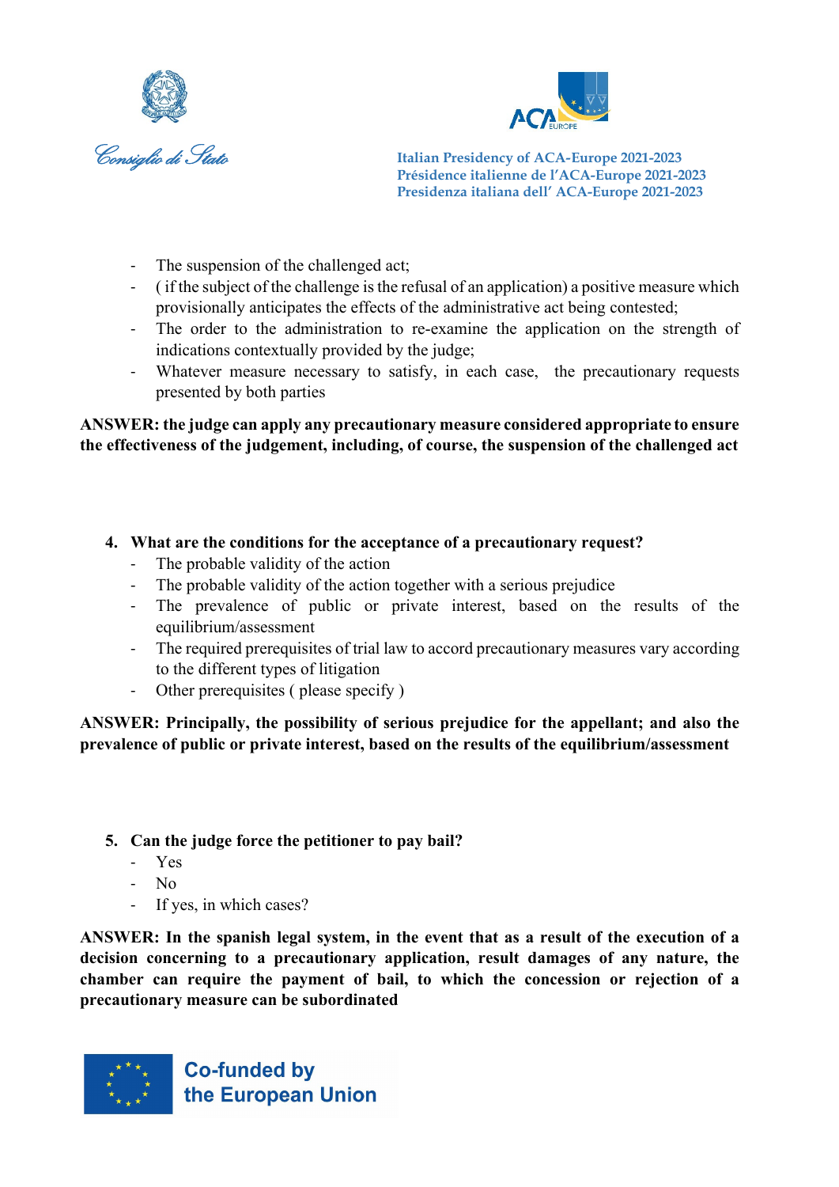- The suspension of the challenged act;
- ( if the subject of the challenge is the refusal of an application) a positive measure which provisionally anticipates the effects of the administrative act being contested;
- The order to the administration to re-examine the application on the strength of indications contextually provided by the judge;
- Whatever measure necessary to satisfy, in each case, the precautionary requests presented by both parties

**ANSWER: the judge can apply any precautionary measure considered appropriate to ensure the effectiveness of the judgement, including, of course, the suspension of the challenged act**

4. **What are the conditions for the acceptance of a precautionary request?**
   - The probable validity of the action
   - The probable validity of the action together with a serious prejudice
   - The prevalence of public or private interest, based on the results of the equilibrium/assessment
   - The required prerequisites of trial law to accord precautionary measures vary according to the different types of litigation
   - Other prerequisites ( please specify )

**ANSWER: Principally, the possibility of serious prejudice for the appellant; and also the prevalence of public or private interest, based on the results of the equilibrium/assessment**

5. **Can the judge force the petitioner to pay bail?**
   - Yes
   - No
   - If yes, in which cases?

**ANSWER: In the spanish legal system, in the event that as a result of the execution of a decision concerning to a precautionary application, result damages of any nature, the chamber can require the payment of bail, to which the concession or rejection of a precautionary measure can be subordinated**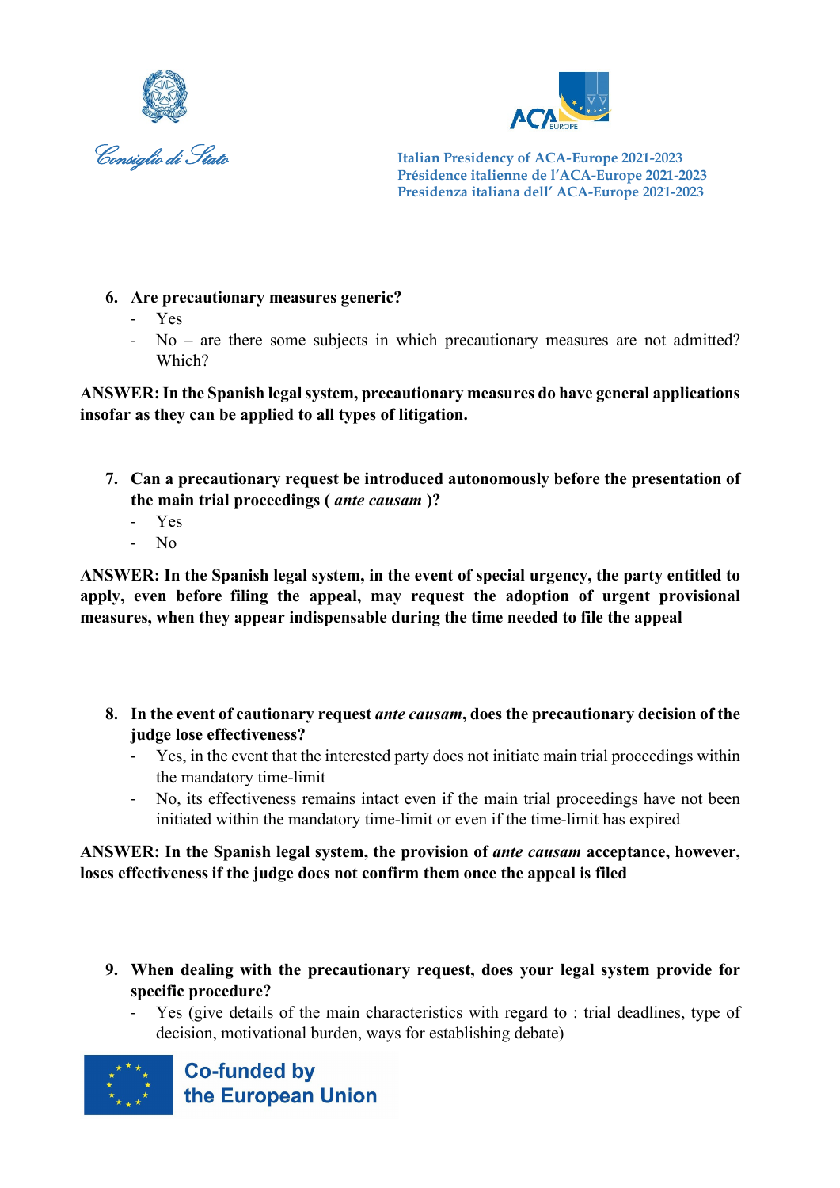6. **Are precautionary measures generic?**
   - Yes
   - No – are there some subjects in which precautionary measures are not admitted? Which?

**ANSWER: In the Spanish legal system, precautionary measures do have general applications insofar as they can be applied to all types of litigation.**

7. **Can a precautionary request be introduced autonomously before the presentation of the main trial proceedings (*ante causam*)?**
   - Yes
   - No

**ANSWER: In the Spanish legal system, in the event of special urgency, the party entitled to apply, even before filing the appeal, may request the adoption of urgent provisional measures, when they appear indispensable during the time needed to file the appeal**

8. **In the event of cautionary request *ante causam*, does the precautionary decision of the judge lose effectiveness?**
   - Yes, in the event that the interested party does not initiate main trial proceedings within the mandatory time-limit
   - No, its effectiveness remains intact even if the main trial proceedings have not been initiated within the mandatory time-limit or even if the time-limit has expired

**ANSWER: In the Spanish legal system, the provision of *ante causam* acceptance, however, loses effectiveness if the judge does not confirm them once the appeal is filed**

9. **When dealing with the precautionary request, does your legal system provide for specific procedure?**
   - Yes (give details of the main characteristics with regard to : trial deadlines, type of decision, motivational burden, ways for establishing debate)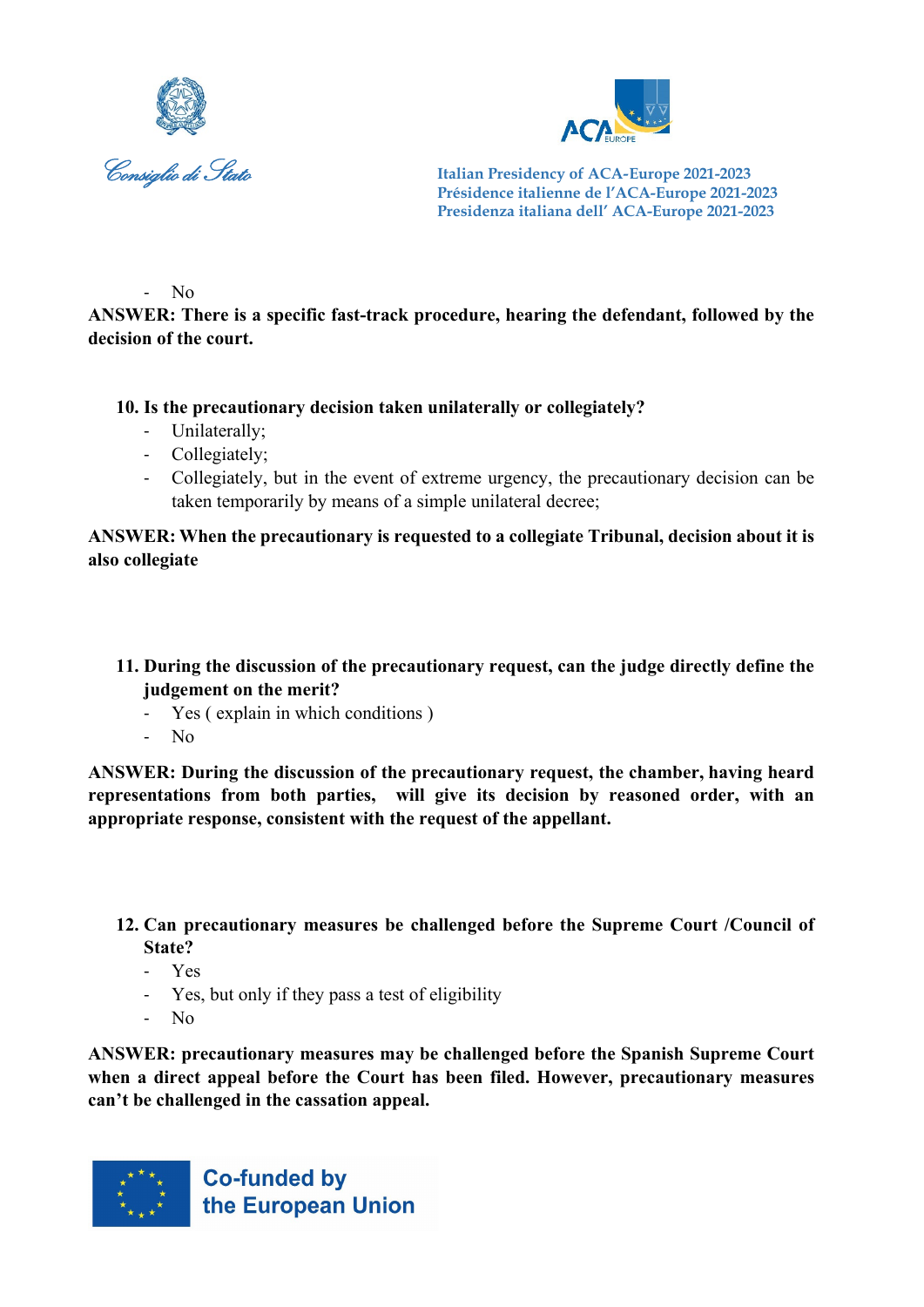- No

**ANSWER: There is a specific fast-track procedure, hearing the defendant, followed by the decision of the court.**

10. **Is the precautionary decision taken unilaterally or collegiately?**
    - Unilaterally;
    - Collegiately;
    - Collegiately, but in the event of extreme urgency, the precautionary decision can be taken temporarily by means of a simple unilateral decree;

**ANSWER: When the precautionary is requested to a collegiate Tribunal, decision about it is also collegiate**

11. **During the discussion of the precautionary request, can the judge directly define the judgement on the merit?**
    - Yes ( explain in which conditions )
    - No

**ANSWER: During the discussion of the precautionary request, the chamber, having heard representations from both parties, will give its decision by reasoned order, with an appropriate response, consistent with the request of the appellant.**

12. **Can precautionary measures be challenged before the Supreme Court /Council of State?**
    - Yes
    - Yes, but only if they pass a test of eligibility
    - No

**ANSWER: precautionary measures may be challenged before the Spanish Supreme Court when a direct appeal before the Court has been filed. However, precautionary measures can't be challenged in the cassation appeal.**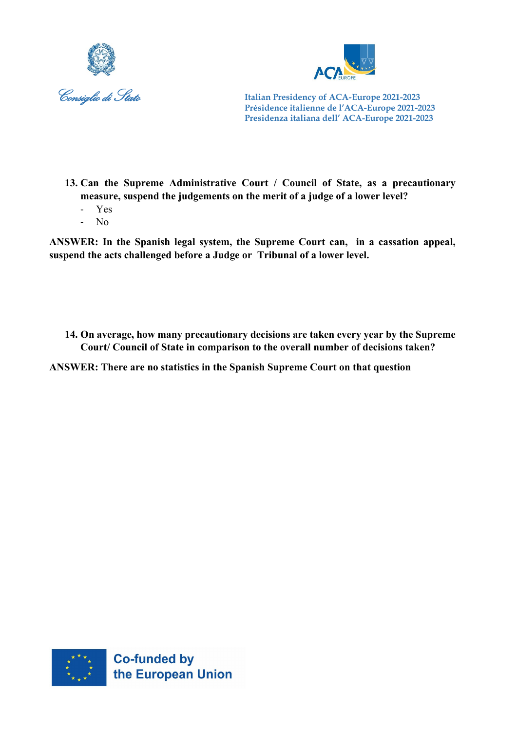13. **Can the Supreme Administrative Court / Council of State, as a precautionary measure, suspend the judgements on the merit of a judge of a lower level?**
    - Yes
    - No

**ANSWER: In the Spanish legal system, the Supreme Court can, in a cassation appeal, suspend the acts challenged before a Judge or Tribunal of a lower level.**

14. **On average, how many precautionary decisions are taken every year by the Supreme Court/ Council of State in comparison to the overall number of decisions taken?**

**ANSWER: There are no statistics in the Spanish Supreme Court on that question**